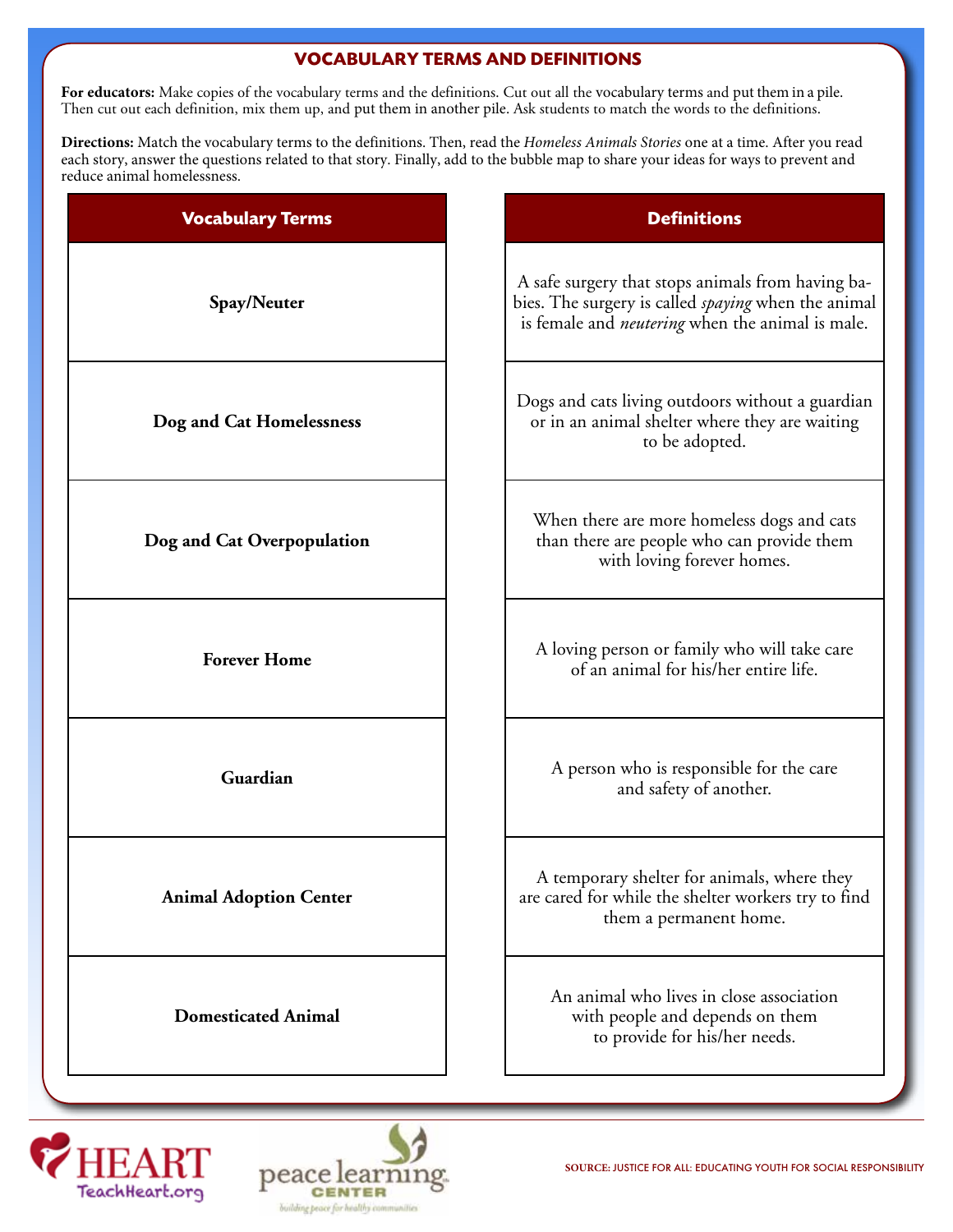## VOCABULARY TERMS AND DEFINITIONS

**For educators:** Make copies of the vocabulary terms and the definitions. Cut out all the vocabulary terms and put them in a pile. Then cut out each definition, mix them up, and put them in another pile. Ask students to match the words to the definitions.

**Directions:** Match the vocabulary terms to the definitions. Then, read the *Homeless Animals Stories* one at a time. After you read each story, answer the questions related to that story. Finally, add to the bubble map to share your ideas for ways to prevent and reduce animal homelessness.

| Vocabulary Terms |
|---|
| **Spay/Neuter** |
| **Dog and Cat Homelessness** |
| **Dog and Cat Overpopulation** |
| **Forever Home** |
| **Guardian** |
| **Animal Adoption Center** |
| **Domesticated Animal** |

| Definitions |
|---|
| A safe surgery that stops animals from having babies. The surgery is called *spaying* when the animal is female and *neutering* when the animal is male. |
| Dogs and cats living outdoors without a guardian or in an animal shelter where they are waiting to be adopted. |
| When there are more homeless dogs and cats than there are people who can provide them with loving forever homes. |
| A loving person or family who will take care of an animal for his/her entire life. |
| A person who is responsible for the care and safety of another. |
| A temporary shelter for animals, where they are cared for while the shelter workers try to find them a permanent home. |
| An animal who lives in close association with people and depends on them to provide for his/her needs. |

HEART TeachHeart.org

peace learning CENTER building peace for healthy communities

SOURCE: JUSTICE FOR ALL: EDUCATING YOUTH FOR SOCIAL RESPONSIBILITY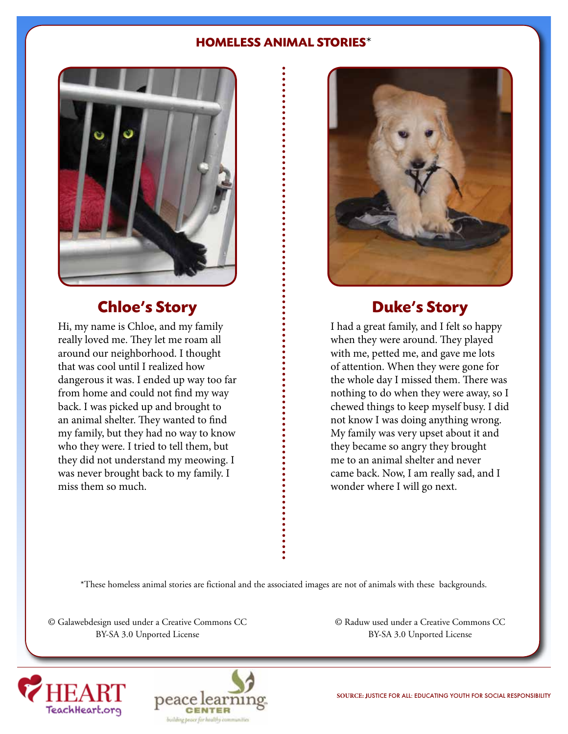## HOMELESS ANIMAL STORIES*

### Chloe's Story

Hi, my name is Chloe, and my family really loved me. They let me roam all around our neighborhood. I thought that was cool until I realized how dangerous it was. I ended up way too far from home and could not find my way back. I was picked up and brought to an animal shelter. They wanted to find my family, but they had no way to know who they were. I tried to tell them, but they did not understand my meowing. I was never brought back to my family. I miss them so much.

### Duke's Story

I had a great family, and I felt so happy when they were around. They played with me, petted me, and gave me lots of attention. When they were gone for the whole day I missed them. There was nothing to do when they were away, so I chewed things to keep myself busy. I did not know I was doing anything wrong. My family was very upset about it and they became so angry they brought me to an animal shelter and never came back. Now, I am really sad, and I wonder where I will go next.

*These homeless animal stories are fictional and the associated images are not of animals with these backgrounds.

© Galawebdesign used under a Creative Commons CC BY-SA 3.0 Unported License

© Raduw used under a Creative Commons CC BY-SA 3.0 Unported License

HEART TeachHeart.org

peace learning CENTER building peace for healthy communities

SOURCE: JUSTICE FOR ALL: EDUCATING YOUTH FOR SOCIAL RESPONSIBILITY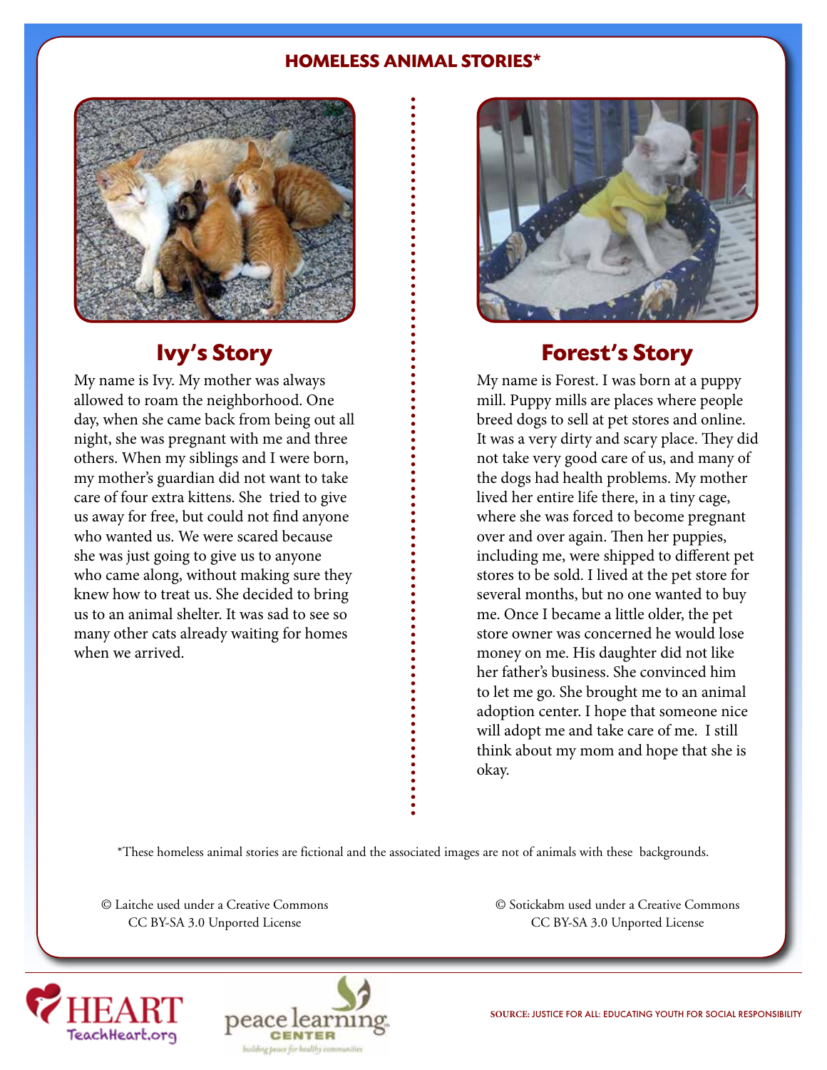## HOMELESS ANIMAL STORIES*

### Ivy's Story

My name is Ivy. My mother was always allowed to roam the neighborhood. One day, when she came back from being out all night, she was pregnant with me and three others. When my siblings and I were born, my mother's guardian did not want to take care of four extra kittens. She tried to give us away for free, but could not find anyone who wanted us. We were scared because she was just going to give us to anyone who came along, without making sure they knew how to treat us. She decided to bring us to an animal shelter. It was sad to see so many other cats already waiting for homes when we arrived.

### Forest's Story

My name is Forest. I was born at a puppy mill. Puppy mills are places where people breed dogs to sell at pet stores and online. It was a very dirty and scary place. They did not take very good care of us, and many of the dogs had health problems. My mother lived her entire life there, in a tiny cage, where she was forced to become pregnant over and over again. Then her puppies, including me, were shipped to different pet stores to be sold. I lived at the pet store for several months, but no one wanted to buy me. Once I became a little older, the pet store owner was concerned he would lose money on me. His daughter did not like her father's business. She convinced him to let me go. She brought me to an animal adoption center. I hope that someone nice will adopt me and take care of me. I still think about my mom and hope that she is okay.

*These homeless animal stories are fictional and the associated images are not of animals with these backgrounds.

© Laitche used under a Creative Commons CC BY-SA 3.0 Unported License

© Sotickabm used under a Creative Commons CC BY-SA 3.0 Unported License

HEART TeachHeart.org

peace learning CENTER building peace for healthy communities

SOURCE: JUSTICE FOR ALL: EDUCATING YOUTH FOR SOCIAL RESPONSIBILITY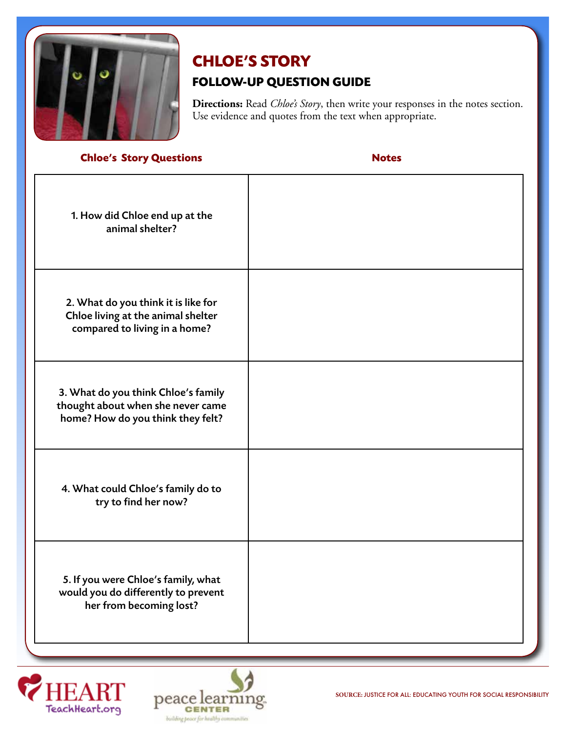# CHLOE'S STORY

## FOLLOW-UP QUESTION GUIDE

**Directions:** Read *Chloe's Story*, then write your responses in the notes section. Use evidence and quotes from the text when appropriate.

| Chloe's Story Questions | Notes |
| --- | --- |
| 1. How did Chloe end up at the animal shelter? | |
| 2. What do you think it is like for Chloe living at the animal shelter compared to living in a home? | |
| 3. What do you think Chloe's family thought about when she never came home? How do you think they felt? | |
| 4. What could Chloe's family do to try to find her now? | |
| 5. If you were Chloe's family, what would you do differently to prevent her from becoming lost? | |

HEART TeachHeart.org

peace learning CENTER building peace for healthy communities

SOURCE: JUSTICE FOR ALL: EDUCATING YOUTH FOR SOCIAL RESPONSIBILITY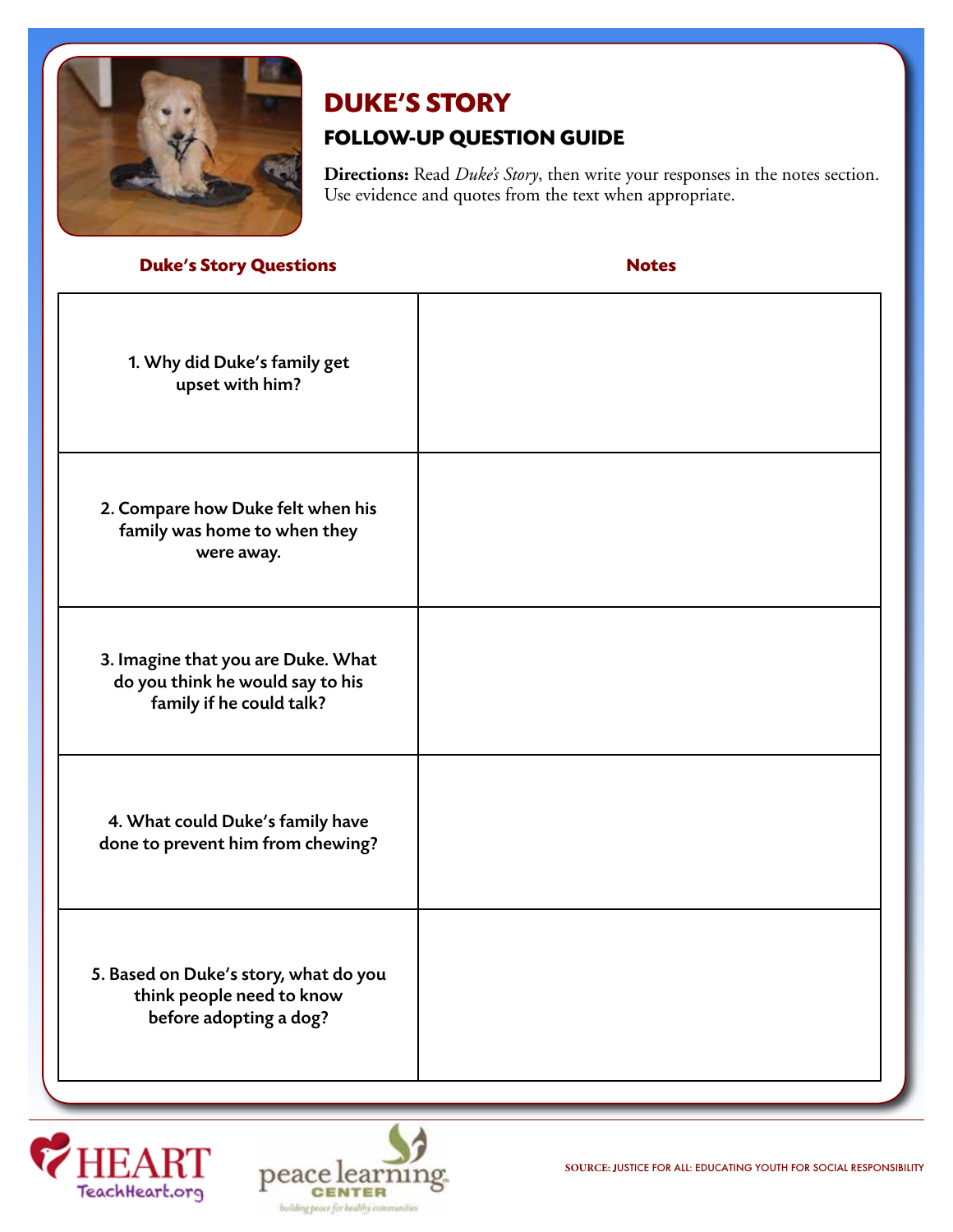# DUKE'S STORY

## FOLLOW-UP QUESTION GUIDE

**Directions:** Read *Duke's Story*, then write your responses in the notes section. Use evidence and quotes from the text when appropriate.

| Duke's Story Questions | Notes |
|---|---|
| 1. Why did Duke's family get upset with him? | |
| 2. Compare how Duke felt when his family was home to when they were away. | |
| 3. Imagine that you are Duke. What do you think he would say to his family if he could talk? | |
| 4. What could Duke's family have done to prevent him from chewing? | |
| 5. Based on Duke's story, what do you think people need to know before adopting a dog? | |

HEART TeachHeart.org

peace learning CENTER building peace for healthy communities

SOURCE: JUSTICE FOR ALL: EDUCATING YOUTH FOR SOCIAL RESPONSIBILITY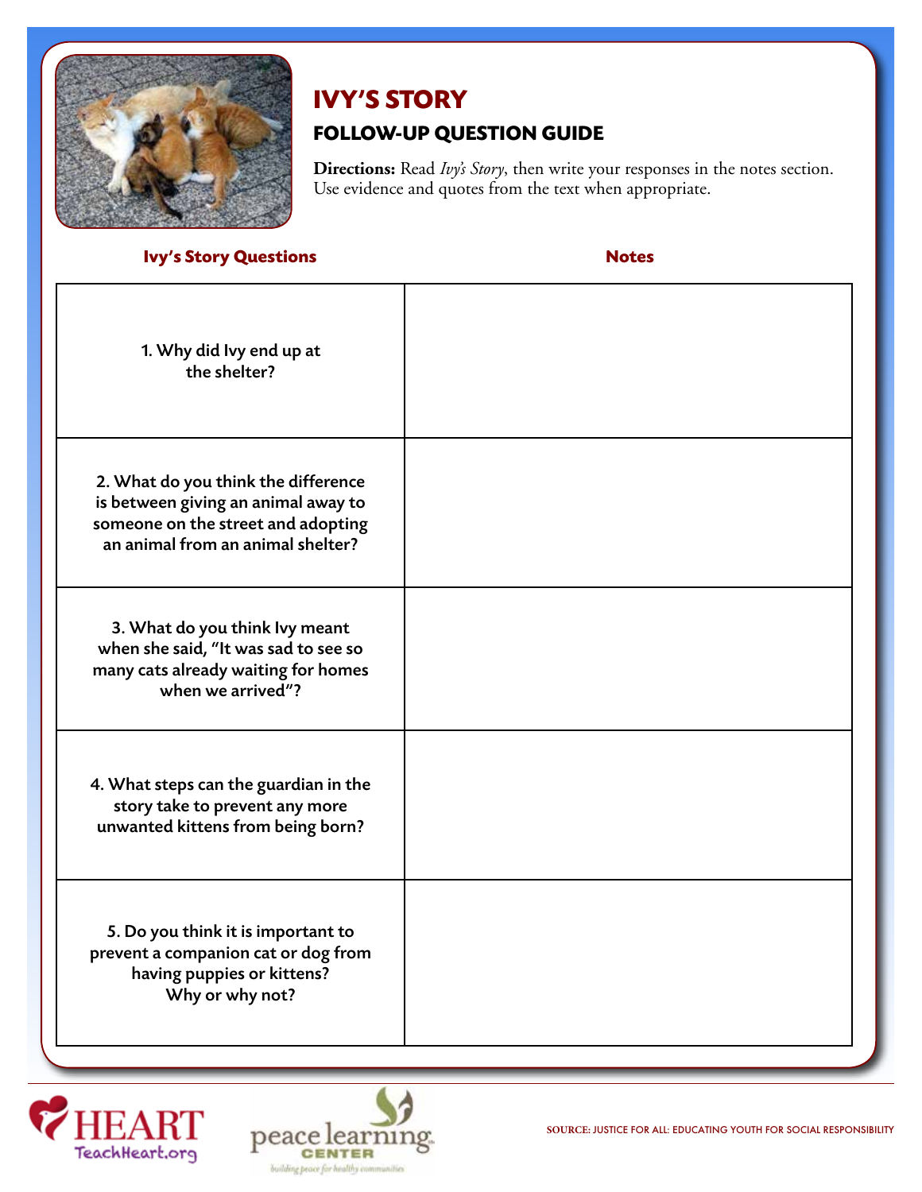# IVY'S STORY

## FOLLOW-UP QUESTION GUIDE

**Directions:** Read *Ivy's Story*, then write your responses in the notes section. Use evidence and quotes from the text when appropriate.

| Ivy's Story Questions | Notes |
|---|---|
| 1. Why did Ivy end up at the shelter? | |
| 2. What do you think the difference is between giving an animal away to someone on the street and adopting an animal from an animal shelter? | |
| 3. What do you think Ivy meant when she said, "It was sad to see so many cats already waiting for homes when we arrived"? | |
| 4. What steps can the guardian in the story take to prevent any more unwanted kittens from being born? | |
| 5. Do you think it is important to prevent a companion cat or dog from having puppies or kittens? Why or why not? | |

HEART TeachHeart.org

peace learning CENTER
building peace for healthy communities

SOURCE: JUSTICE FOR ALL: EDUCATING YOUTH FOR SOCIAL RESPONSIBILITY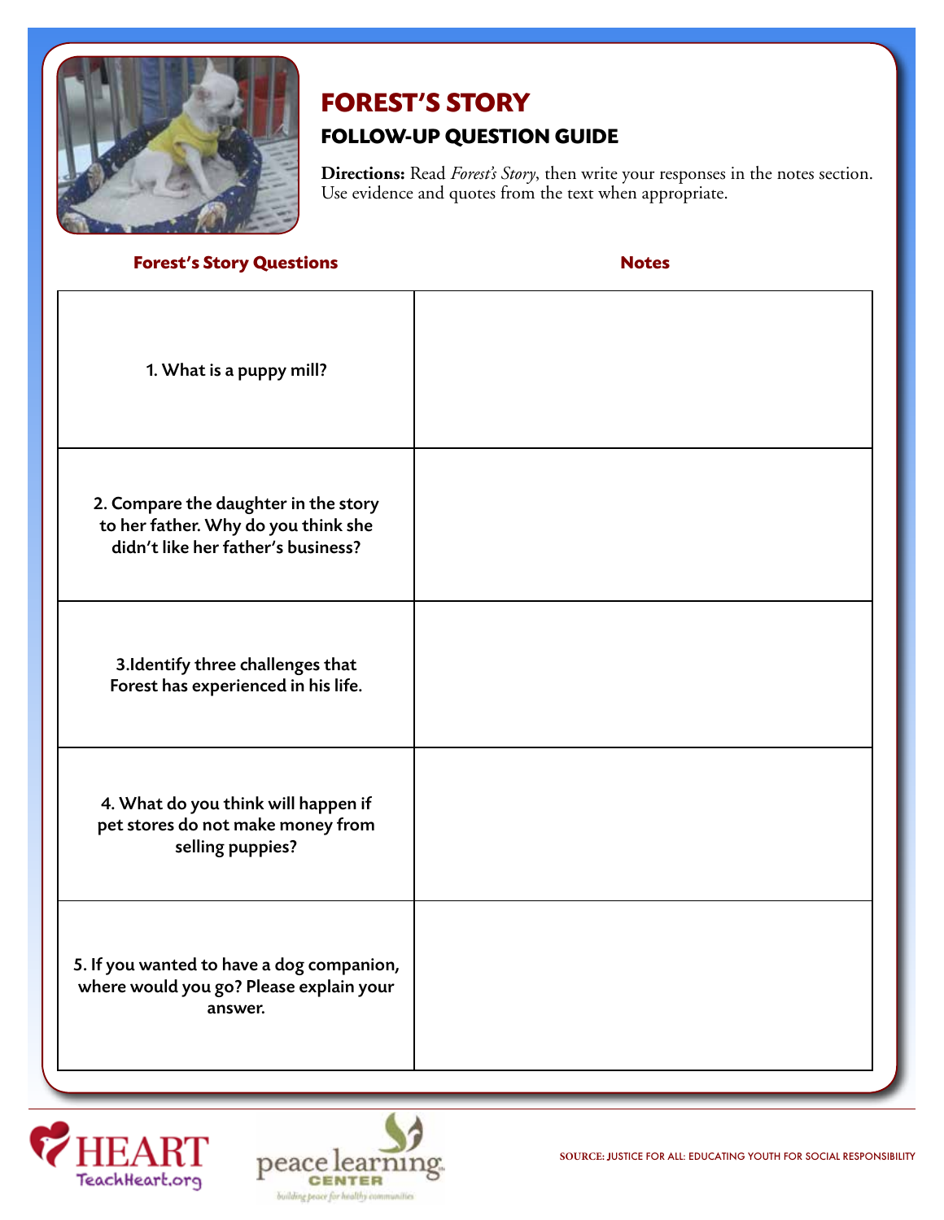# FOREST'S STORY

## FOLLOW-UP QUESTION GUIDE

**Directions:** Read *Forest's Story*, then write your responses in the notes section. Use evidence and quotes from the text when appropriate.

| Forest's Story Questions | Notes |
| --- | --- |
| 1. What is a puppy mill? | |
| 2. Compare the daughter in the story to her father. Why do you think she didn't like her father's business? | |
| 3.Identify three challenges that Forest has experienced in his life. | |
| 4. What do you think will happen if pet stores do not make money from selling puppies? | |
| 5. If you wanted to have a dog companion, where would you go? Please explain your answer. | |

HEART TeachHeart.org

peace learning CENTER building peace for healthy communities

SOURCE: JUSTICE FOR ALL: EDUCATING YOUTH FOR SOCIAL RESPONSIBILITY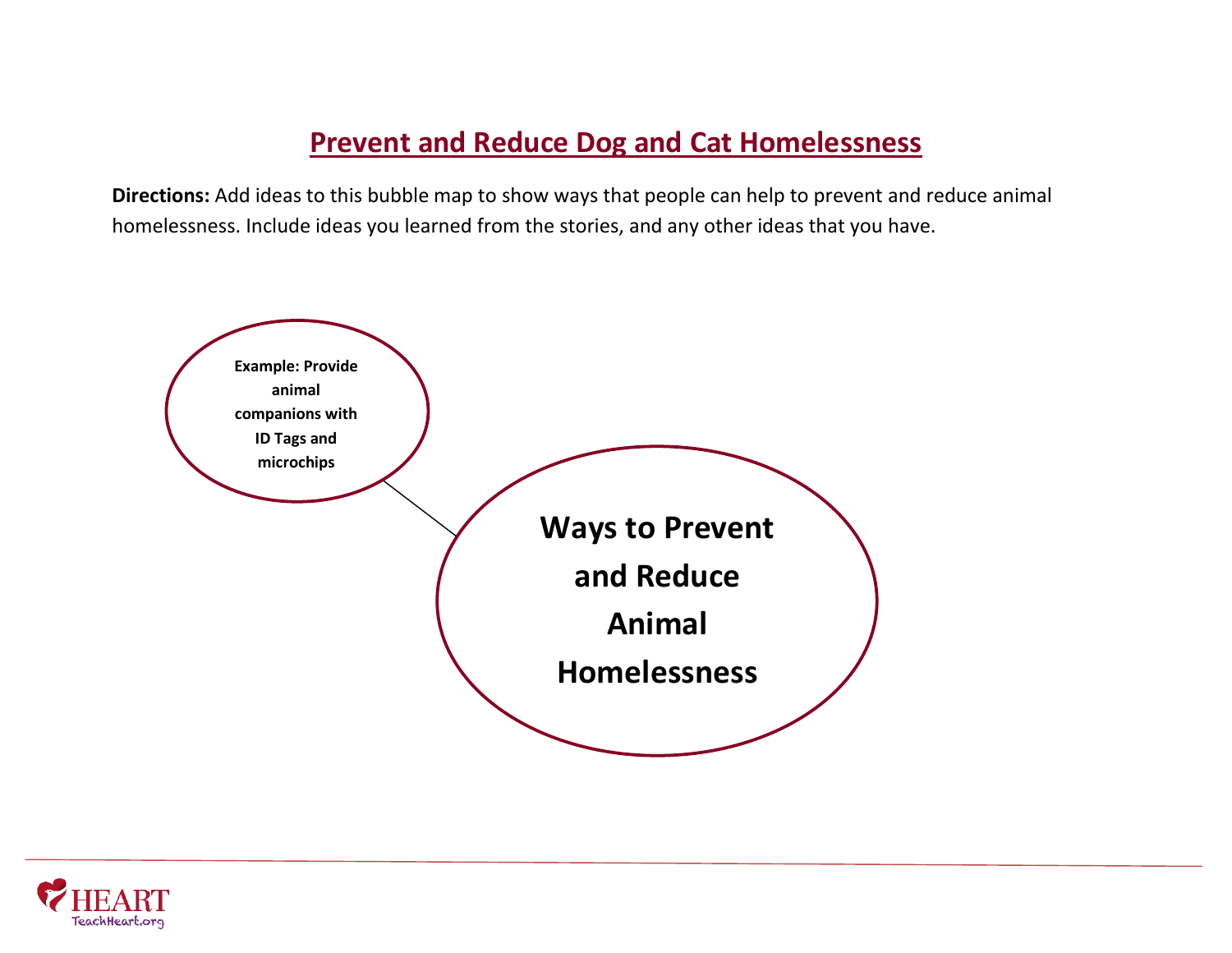## Prevent and Reduce Dog and Cat Homelessness

**Directions:** Add ideas to this bubble map to show ways that people can help to prevent and reduce animal homelessness. Include ideas you learned from the stories, and any other ideas that you have.

**Example: Provide animal companions with ID Tags and microchips**

**Ways to Prevent and Reduce Animal Homelessness**